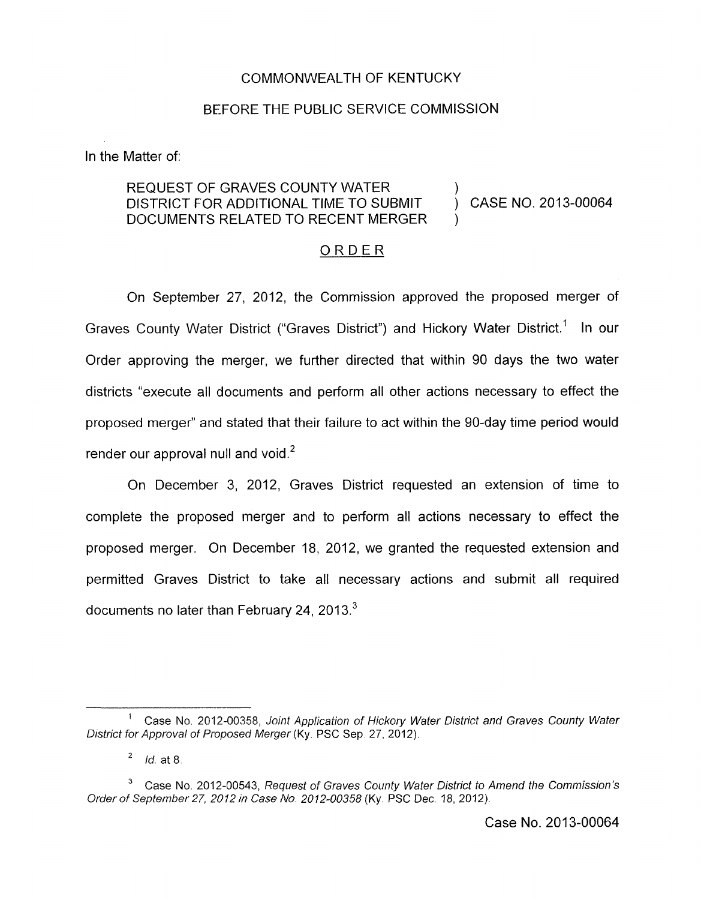COMMONWEALTH OF KENTUCKY

BEFORE THE PUBLIC SERVICE COMMISSION

In the Matter of:

| | | |
|---|---|---|
| REQUEST OF GRAVES COUNTY WATER DISTRICT FOR ADDITIONAL TIME TO SUBMIT DOCUMENTS RELATED TO RECENT MERGER | ) ) ) | CASE NO. 2013-00064 |

## ORDER

On September 27, 2012, the Commission approved the proposed merger of Graves County Water District ("Graves District") and Hickory Water District.[1] In our Order approving the merger, we further directed that within 90 days the two water districts "execute all documents and perform all other actions necessary to effect the proposed merger" and stated that their failure to act within the 90-day time period would render our approval null and void.[2]

On December 3, 2012, Graves District requested an extension of time to complete the proposed merger and to perform all actions necessary to effect the proposed merger. On December 18, 2012, we granted the requested extension and permitted Graves District to take all necessary actions and submit all required documents no later than February 24, 2013.[3]

---

[1] Case No. 2012-00358, *Joint Application of Hickory Water District and Graves County Water District for Approval of Proposed Merger* (Ky. PSC Sep. 27, 2012).

[2] *Id.* at 8.

[3] Case No. 2012-00543, *Request of Graves County Water District to Amend the Commission's Order of September 27, 2012 in Case No. 2012-00358* (Ky. PSC Dec. 18, 2012).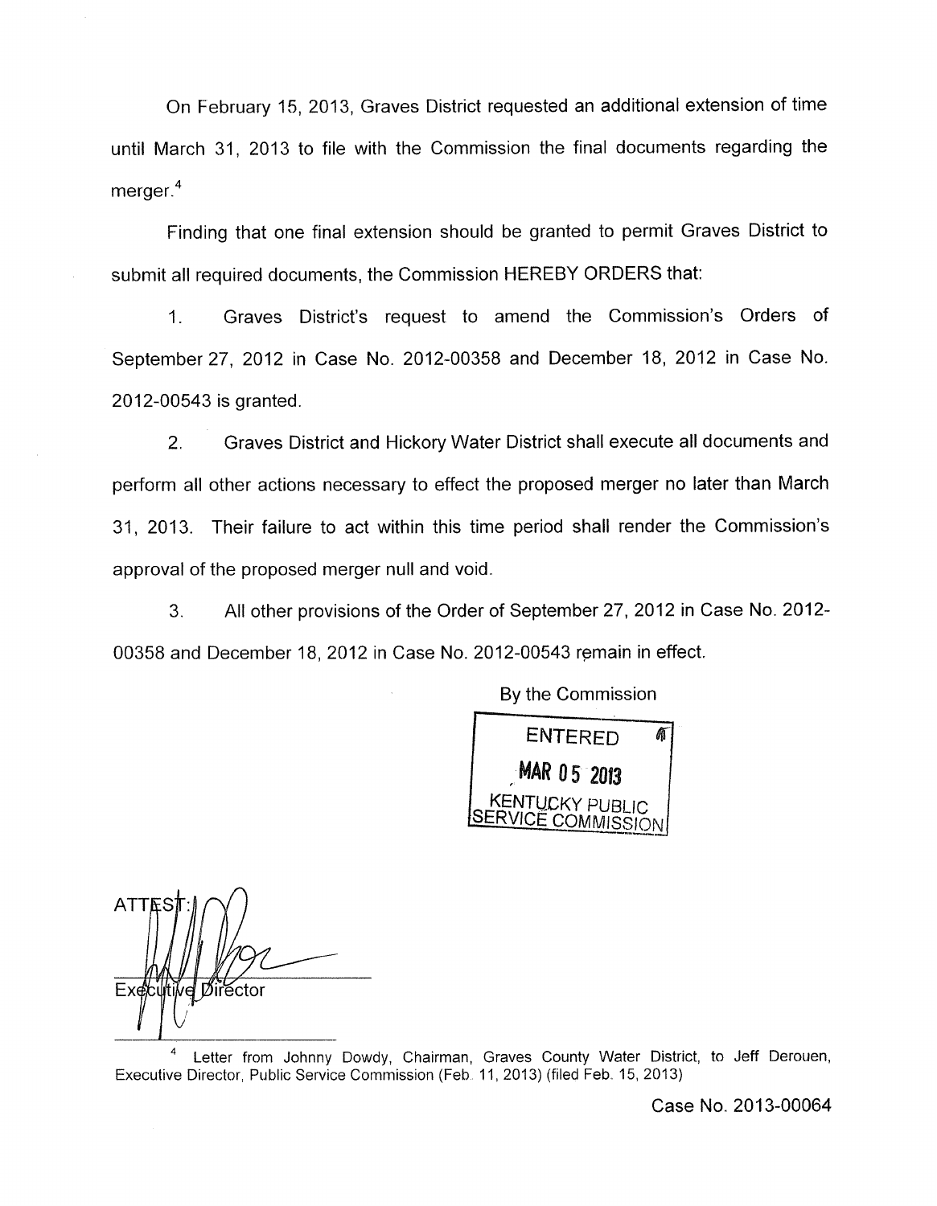On February 15, 2013, Graves District requested an additional extension of time until March 31, 2013 to file with the Commission the final documents regarding the merger.[4]

Finding that one final extension should be granted to permit Graves District to submit all required documents, the Commission HEREBY ORDERS that:

1. Graves District's request to amend the Commission's Orders of September 27, 2012 in Case No. 2012-00358 and December 18, 2012 in Case No. 2012-00543 is granted.

2. Graves District and Hickory Water District shall execute all documents and perform all other actions necessary to effect the proposed merger no later than March 31, 2013. Their failure to act within this time period shall render the Commission's approval of the proposed merger null and void.

3. All other provisions of the Order of September 27, 2012 in Case No. 2012-00358 and December 18, 2012 in Case No. 2012-00543 remain in effect.

By the Commission

ENTERED
MAR 05 2013
KENTUCKY PUBLIC SERVICE COMMISSION

ATTEST:

Executive Director

[4] Letter from Johnny Dowdy, Chairman, Graves County Water District, to Jeff Derouen, Executive Director, Public Service Commission (Feb. 11, 2013) (filed Feb. 15, 2013)

Case No. 2013-00064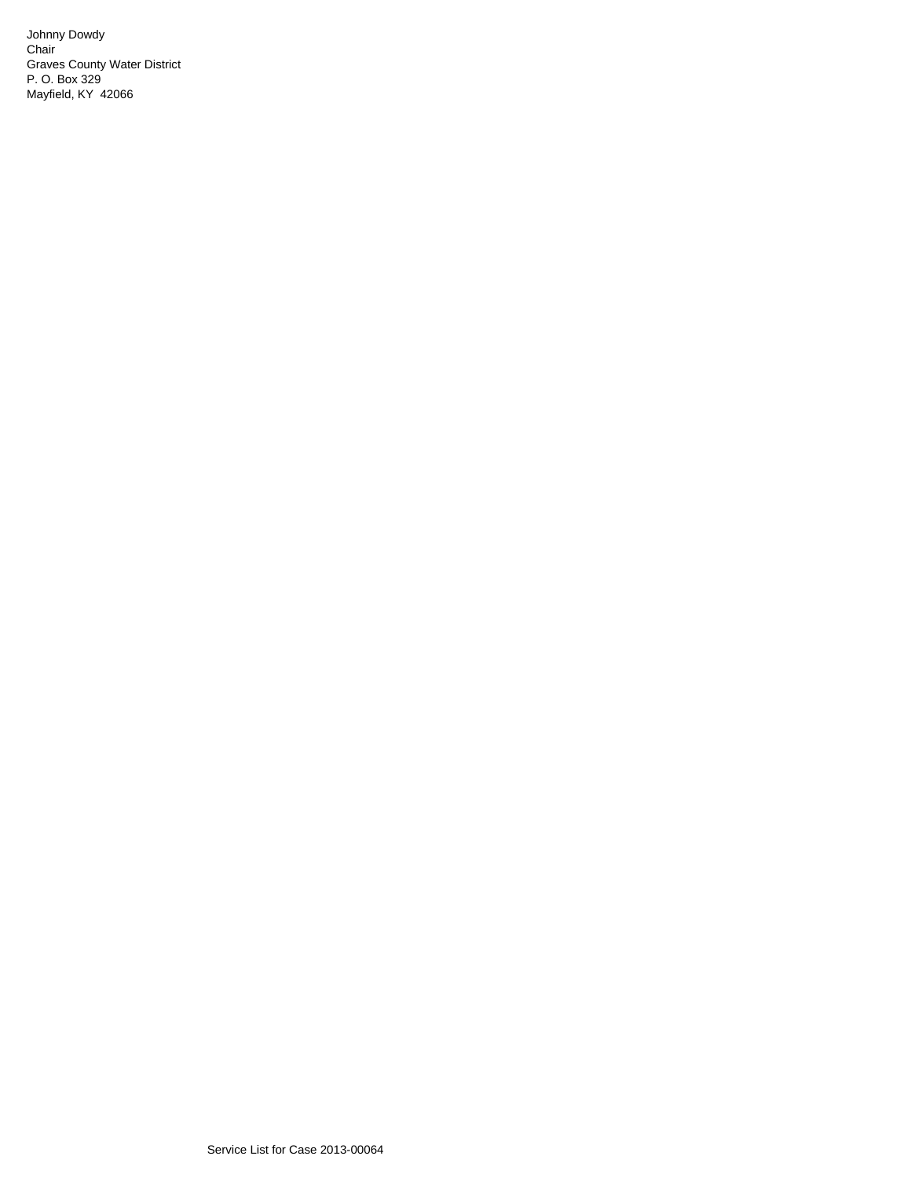Johnny Dowdy
Chair
Graves County Water District
P. O. Box 329
Mayfield, KY 42066